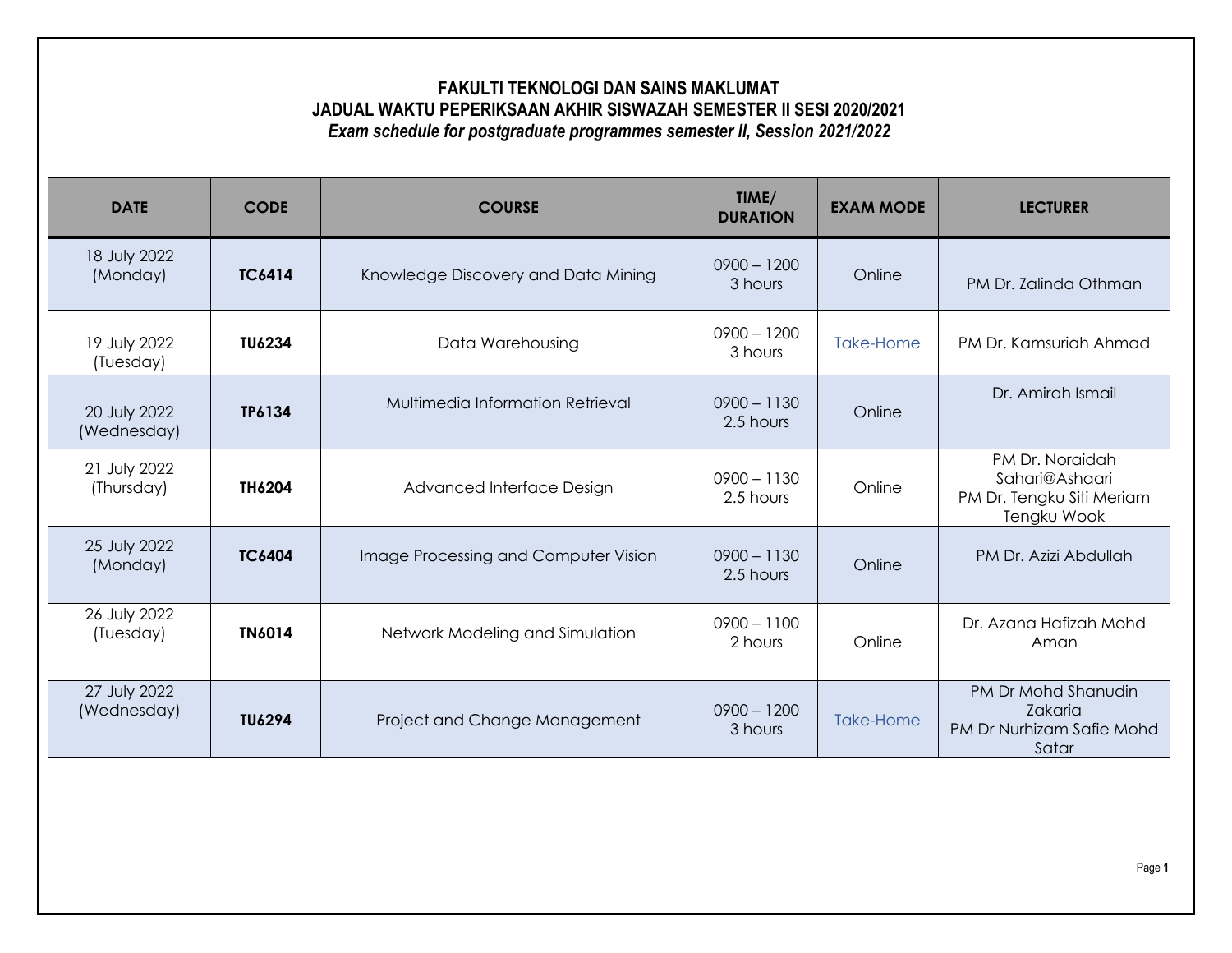# FAKULTI TEKNOLOGI DAN SAINS MAKLUMAT

## JADUAL WAKTU PEPERIKSAAN AKHIR SISWAZAH SEMESTER II SESI 2020/2021

***Exam schedule for postgraduate programmes semester II, Session 2021/2022***

| DATE | CODE | COURSE | TIME/ DURATION | EXAM MODE | LECTURER |
|---|---|---|---|---|---|
| 18 July 2022 (Monday) | **TC6414** | Knowledge Discovery and Data Mining | 0900 – 1200 3 hours | Online | PM Dr. Zalinda Othman |
| 19 July 2022 (Tuesday) | **TU6234** | Data Warehousing | 0900 – 1200 3 hours | Take-Home | PM Dr. Kamsuriah Ahmad |
| 20 July 2022 (Wednesday) | **TP6134** | Multimedia Information Retrieval | 0900 – 1130 2.5 hours | Online | Dr. Amirah Ismail |
| 21 July 2022 (Thursday) | **TH6204** | Advanced Interface Design | 0900 – 1130 2.5 hours | Online | PM Dr. Noraidah Sahari@Ashaari<br>PM Dr. Tengku Siti Meriam Tengku Wook |
| 25 July 2022 (Monday) | **TC6404** | Image Processing and Computer Vision | 0900 – 1130 2.5 hours | Online | PM Dr. Azizi Abdullah |
| 26 July 2022 (Tuesday) | **TN6014** | Network Modeling and Simulation | 0900 – 1100 2 hours | Online | Dr. Azana Hafizah Mohd Aman |
| 27 July 2022 (Wednesday) | **TU6294** | Project and Change Management | 0900 – 1200 3 hours | Take-Home | PM Dr Mohd Shanudin Zakaria<br>PM Dr Nurhizam Safie Mohd Satar |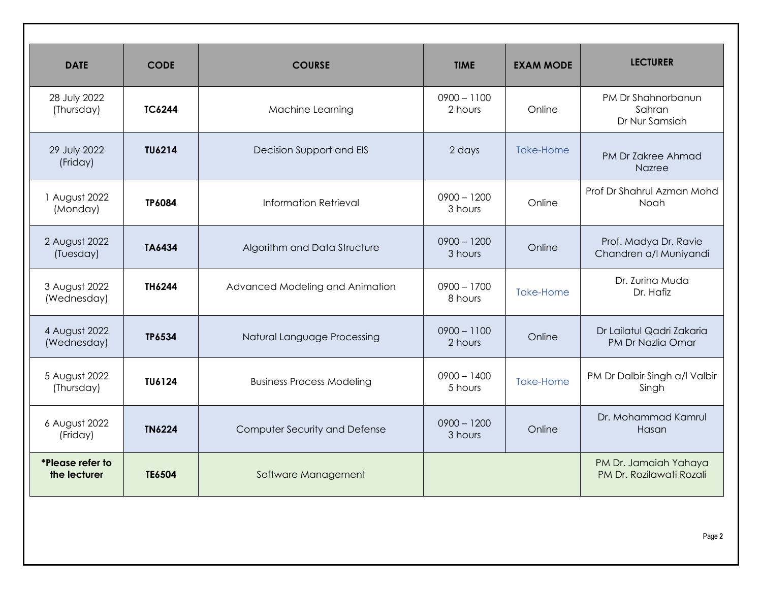| DATE | CODE | COURSE | TIME | EXAM MODE | LECTURER |
|---|---|---|---|---|---|
| 28 July 2022 (Thursday) | **TC6244** | Machine Learning | 0900 – 1100 2 hours | Online | PM Dr Shahnorbanun Sahran Dr Nur Samsiah |
| 29 July 2022 (Friday) | **TU6214** | Decision Support and EIS | 2 days | Take-Home | PM Dr Zakree Ahmad Nazree |
| 1 August 2022 (Monday) | **TP6084** | Information Retrieval | 0900 – 1200 3 hours | Online | Prof Dr Shahrul Azman Mohd Noah |
| 2 August 2022 (Tuesday) | **TA6434** | Algorithm and Data Structure | 0900 – 1200 3 hours | Online | Prof. Madya Dr. Ravie Chandren a/l Muniyandi |
| 3 August 2022 (Wednesday) | **TH6244** | Advanced Modeling and Animation | 0900 – 1700 8 hours | Take-Home | Dr. Zurina Muda Dr. Hafiz |
| 4 August 2022 (Wednesday) | **TP6534** | Natural Language Processing | 0900 – 1100 2 hours | Online | Dr Lailatul Qadri Zakaria PM Dr Nazlia Omar |
| 5 August 2022 (Thursday) | **TU6124** | Business Process Modeling | 0900 – 1400 5 hours | Take-Home | PM Dr Dalbir Singh a/l Valbir Singh |
| 6 August 2022 (Friday) | **TN6224** | Computer Security and Defense | 0900 – 1200 3 hours | Online | Dr. Mohammad Kamrul Hasan |
| **\*Please refer to the lecturer** | **TE6504** | Software Management | | | PM Dr. Jamaiah Yahaya PM Dr. Rozilawati Rozali |